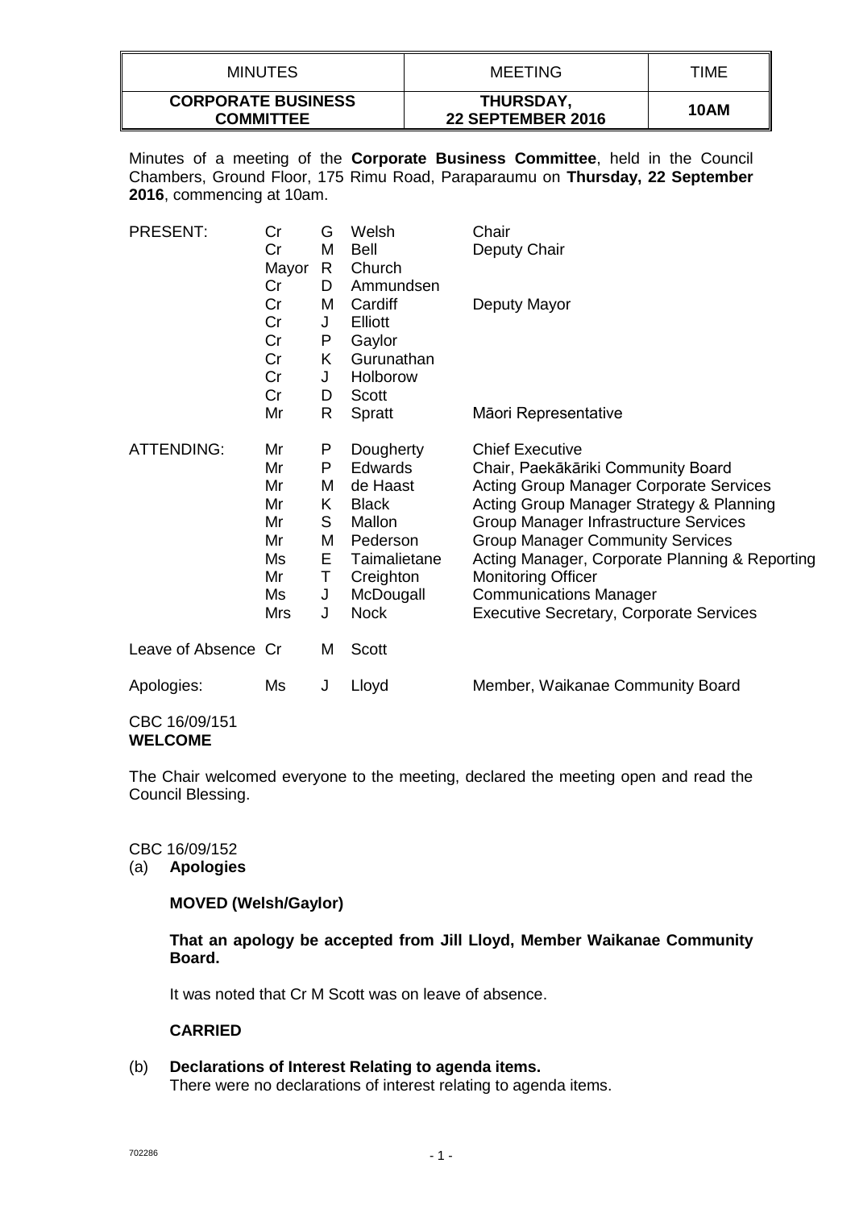| MINUTES | MEETING | TIME |
|---|---|---|
| **CORPORATE BUSINESS COMMITTEE** | **THURSDAY, 22 SEPTEMBER 2016** | **10AM** |

Minutes of a meeting of the **Corporate Business Committee**, held in the Council Chambers, Ground Floor, 175 Rimu Road, Paraparaumu on **Thursday, 22 September 2016**, commencing at 10am.

| | | | | |
|---|---|---|---|---|
| PRESENT: | Cr | G | Welsh | Chair |
| | Cr | M | Bell | Deputy Chair |
| | Mayor | R | Church | |
| | Cr | D | Ammundsen | |
| | Cr | M | Cardiff | Deputy Mayor |
| | Cr | J | Elliott | |
| | Cr | P | Gaylor | |
| | Cr | K | Gurunathan | |
| | Cr | J | Holborow | |
| | Cr | D | Scott | |
| | Mr | R | Spratt | Māori Representative |
| ATTENDING: | Mr | P | Dougherty | Chief Executive |
| | Mr | P | Edwards | Chair, Paekākāriki Community Board |
| | Mr | M | de Haast | Acting Group Manager Corporate Services |
| | Mr | K | Black | Acting Group Manager Strategy & Planning |
| | Mr | S | Mallon | Group Manager Infrastructure Services |
| | Mr | M | Pederson | Group Manager Community Services |
| | Ms | E | Taimalietane | Acting Manager, Corporate Planning & Reporting |
| | Mr | T | Creighton | Monitoring Officer |
| | Ms | J | McDougall | Communications Manager |
| | Mrs | J | Nock | Executive Secretary, Corporate Services |
| Leave of Absence | Cr | M | Scott | |
| Apologies: | Ms | J | Lloyd | Member, Waikanae Community Board |

CBC 16/09/151
**WELCOME**

The Chair welcomed everyone to the meeting, declared the meeting open and read the Council Blessing.

CBC 16/09/152
(a) **Apologies**

**MOVED (Welsh/Gaylor)**

**That an apology be accepted from Jill Lloyd, Member Waikanae Community Board.**

It was noted that Cr M Scott was on leave of absence.

**CARRIED**

(b) **Declarations of Interest Relating to agenda items.**
There were no declarations of interest relating to agenda items.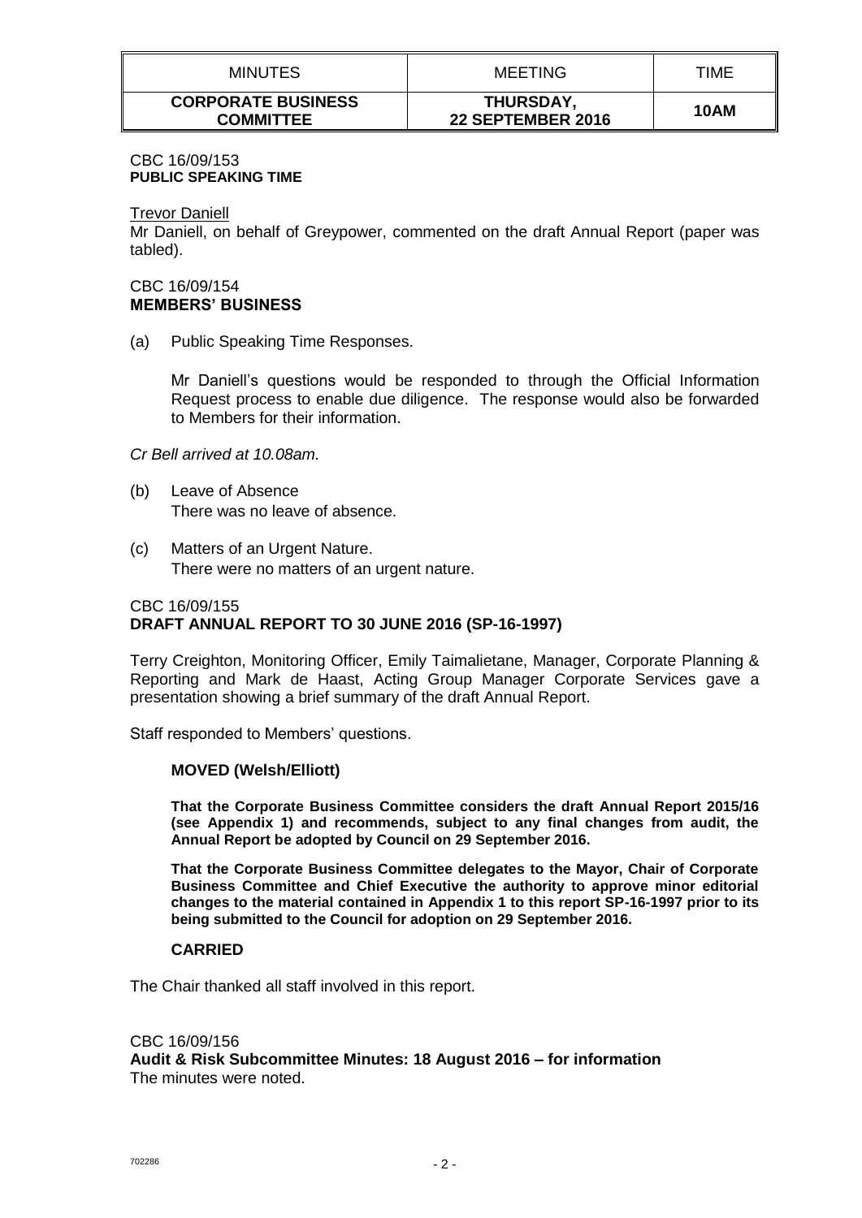| MINUTES | MEETING | TIME |
| --- | --- | --- |
| **CORPORATE BUSINESS COMMITTEE** | **THURSDAY, 22 SEPTEMBER 2016** | **10AM** |

CBC 16/09/153
**PUBLIC SPEAKING TIME**

Trevor Daniell
Mr Daniell, on behalf of Greypower, commented on the draft Annual Report (paper was tabled).

CBC 16/09/154
**MEMBERS' BUSINESS**

(a) Public Speaking Time Responses.

Mr Daniell's questions would be responded to through the Official Information Request process to enable due diligence. The response would also be forwarded to Members for their information.

*Cr Bell arrived at 10.08am.*

(b) Leave of Absence
There was no leave of absence.

(c) Matters of an Urgent Nature.
There were no matters of an urgent nature.

CBC 16/09/155
**DRAFT ANNUAL REPORT TO 30 JUNE 2016 (SP-16-1997)**

Terry Creighton, Monitoring Officer, Emily Taimalietane, Manager, Corporate Planning & Reporting and Mark de Haast, Acting Group Manager Corporate Services gave a presentation showing a brief summary of the draft Annual Report.

Staff responded to Members' questions.

**MOVED (Welsh/Elliott)**

**That the Corporate Business Committee considers the draft Annual Report 2015/16 (see Appendix 1) and recommends, subject to any final changes from audit, the Annual Report be adopted by Council on 29 September 2016.**

**That the Corporate Business Committee delegates to the Mayor, Chair of Corporate Business Committee and Chief Executive the authority to approve minor editorial changes to the material contained in Appendix 1 to this report SP-16-1997 prior to its being submitted to the Council for adoption on 29 September 2016.**

**CARRIED**

The Chair thanked all staff involved in this report.

CBC 16/09/156
**Audit & Risk Subcommittee Minutes: 18 August 2016 – for information**
The minutes were noted.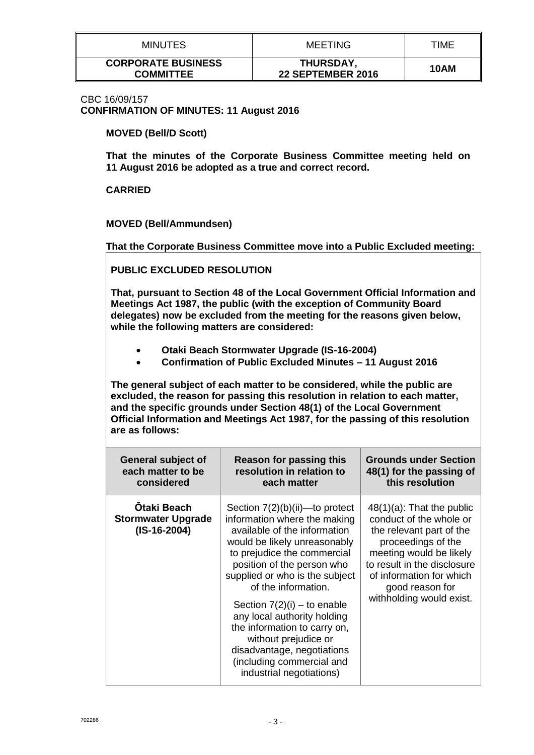| MINUTES | MEETING | TIME |
|---|---|---|
| **CORPORATE BUSINESS COMMITTEE** | **THURSDAY, 22 SEPTEMBER 2016** | **10AM** |

CBC 16/09/157
**CONFIRMATION OF MINUTES: 11 August 2016**

**MOVED (Bell/D Scott)**

**That the minutes of the Corporate Business Committee meeting held on 11 August 2016 be adopted as a true and correct record.**

**CARRIED**

**MOVED (Bell/Ammundsen)**

**That the Corporate Business Committee move into a Public Excluded meeting:**

**PUBLIC EXCLUDED RESOLUTION**

**That, pursuant to Section 48 of the Local Government Official Information and Meetings Act 1987, the public (with the exception of Community Board delegates) now be excluded from the meeting for the reasons given below, while the following matters are considered:**

- **Otaki Beach Stormwater Upgrade (IS-16-2004)**
- **Confirmation of Public Excluded Minutes – 11 August 2016**

**The general subject of each matter to be considered, while the public are excluded, the reason for passing this resolution in relation to each matter, and the specific grounds under Section 48(1) of the Local Government Official Information and Meetings Act 1987, for the passing of this resolution are as follows:**

| General subject of each matter to be considered | Reason for passing this resolution in relation to each matter | Grounds under Section 48(1) for the passing of this resolution |
|---|---|---|
| **Ōtaki Beach Stormwater Upgrade (IS-16-2004)** | Section 7(2)(b)(ii)—to protect information where the making available of the information would be likely unreasonably to prejudice the commercial position of the person who supplied or who is the subject of the information. Section 7(2)(i) – to enable any local authority holding the information to carry on, without prejudice or disadvantage, negotiations (including commercial and industrial negotiations) | 48(1)(a): That the public conduct of the whole or the relevant part of the proceedings of the meeting would be likely to result in the disclosure of information for which good reason for withholding would exist. |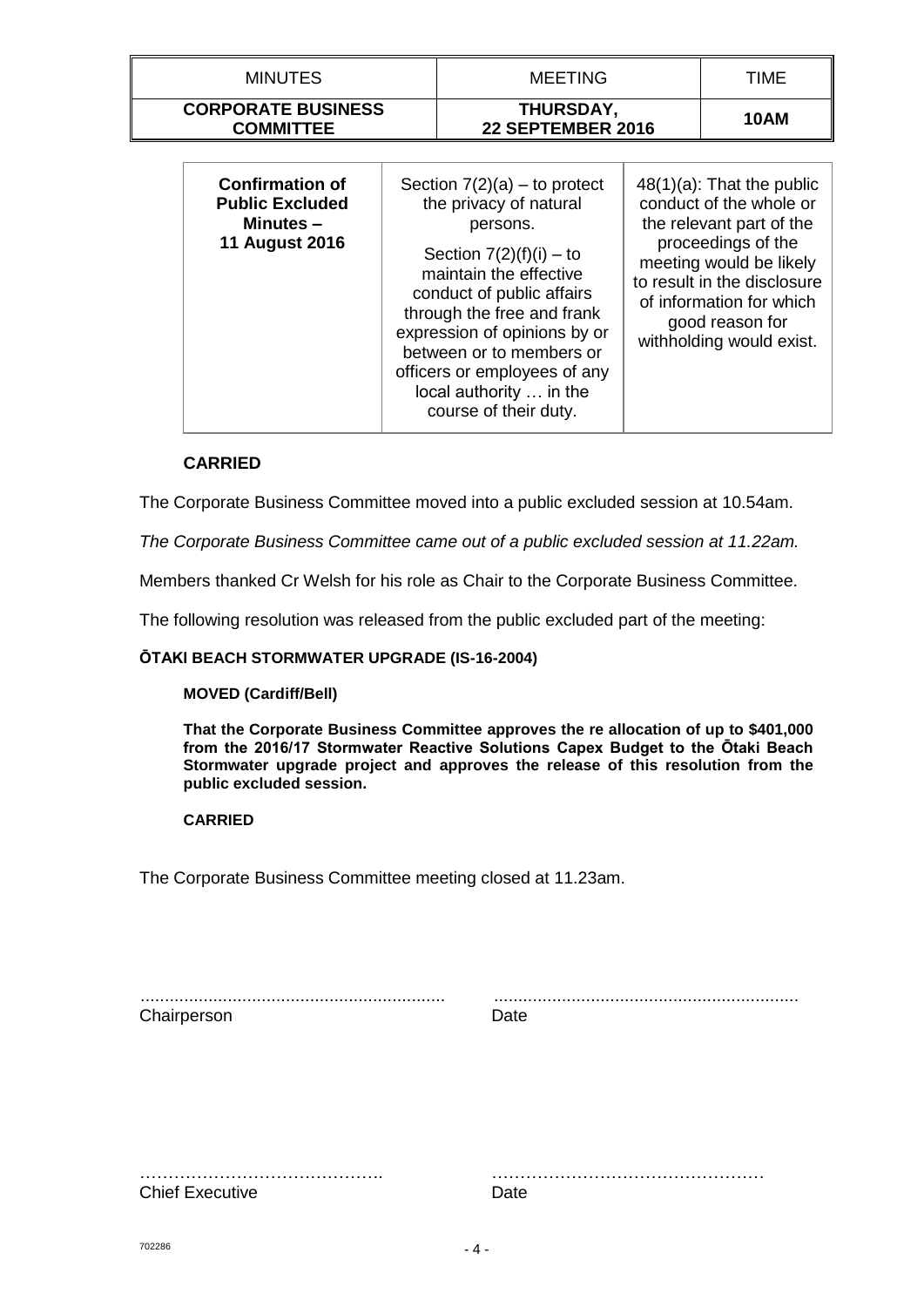| | | |
|---|---|---|
| **Confirmation of Public Excluded Minutes – 11 August 2016** | Section 7(2)(a) – to protect the privacy of natural persons.<br><br>Section 7(2)(f)(i) – to maintain the effective conduct of public affairs through the free and frank expression of opinions by or between or to members or officers or employees of any local authority … in the course of their duty. | 48(1)(a): That the public conduct of the whole or the relevant part of the proceedings of the meeting would be likely to result in the disclosure of information for which good reason for withholding would exist. |

**CARRIED**

The Corporate Business Committee moved into a public excluded session at 10.54am.

*The Corporate Business Committee came out of a public excluded session at 11.22am.*

Members thanked Cr Welsh for his role as Chair to the Corporate Business Committee.

The following resolution was released from the public excluded part of the meeting:

**ŌTAKI BEACH STORMWATER UPGRADE (IS-16-2004)**

**MOVED (Cardiff/Bell)**

**That the Corporate Business Committee approves the re allocation of up to $401,000 from the 2016/17 Stormwater Reactive Solutions Capex Budget to the Ōtaki Beach Stormwater upgrade project and approves the release of this resolution from the public excluded session.**

**CARRIED**

The Corporate Business Committee meeting closed at 11.23am.

.............................................................. ..............................................................

Chairperson Date

…………………………………….. ……………………………………….

Chief Executive Date

702286